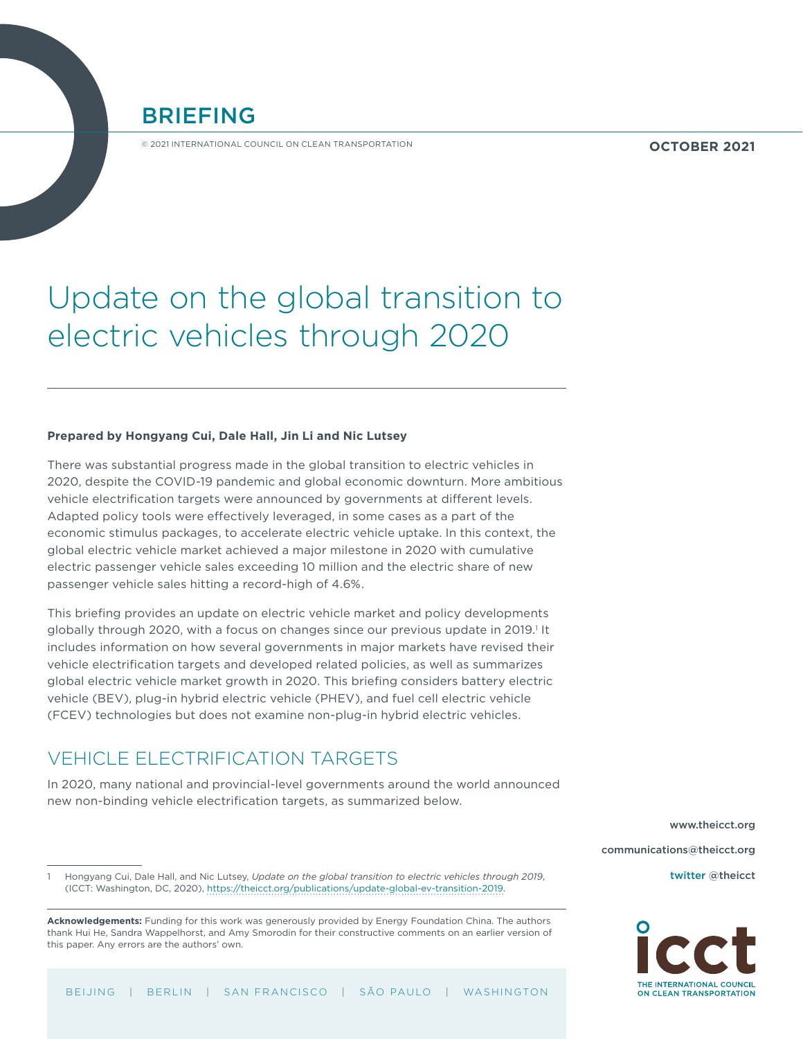# BRIEFING

© 2021 INTERNATIONAL COUNCIL ON CLEAN TRANSPORTATION

**OCTOBER 2021**

# Update on the global transition to electric vehicles through 2020

**Prepared by Hongyang Cui, Dale Hall, Jin Li and Nic Lutsey**

There was substantial progress made in the global transition to electric vehicles in 2020, despite the COVID-19 pandemic and global economic downturn. More ambitious vehicle electrification targets were announced by governments at different levels. Adapted policy tools were effectively leveraged, in some cases as a part of the economic stimulus packages, to accelerate electric vehicle uptake. In this context, the global electric vehicle market achieved a major milestone in 2020 with cumulative electric passenger vehicle sales exceeding 10 million and the electric share of new passenger vehicle sales hitting a record-high of 4.6%.

This briefing provides an update on electric vehicle market and policy developments globally through 2020, with a focus on changes since our previous update in 2019.[1] It includes information on how several governments in major markets have revised their vehicle electrification targets and developed related policies, as well as summarizes global electric vehicle market growth in 2020. This briefing considers battery electric vehicle (BEV), plug-in hybrid electric vehicle (PHEV), and fuel cell electric vehicle (FCEV) technologies but does not examine non-plug-in hybrid electric vehicles.

## VEHICLE ELECTRIFICATION TARGETS

In 2020, many national and provincial-level governments around the world announced new non-binding vehicle electrification targets, as summarized below.

1 Hongyang Cui, Dale Hall, and Nic Lutsey, *Update on the global transition to electric vehicles through 2019*, (ICCT: Washington, DC, 2020), https://theicct.org/publications/update-global-ev-transition-2019.

**Acknowledgements:** Funding for this work was generously provided by Energy Foundation China. The authors thank Hui He, Sandra Wappelhorst, and Amy Smorodin for their constructive comments on an earlier version of this paper. Any errors are the authors' own.

www.theicct.org

communications@theicct.org

twitter @theicct

BEIJING | BERLIN | SAN FRANCISCO | SÃO PAULO | WASHINGTON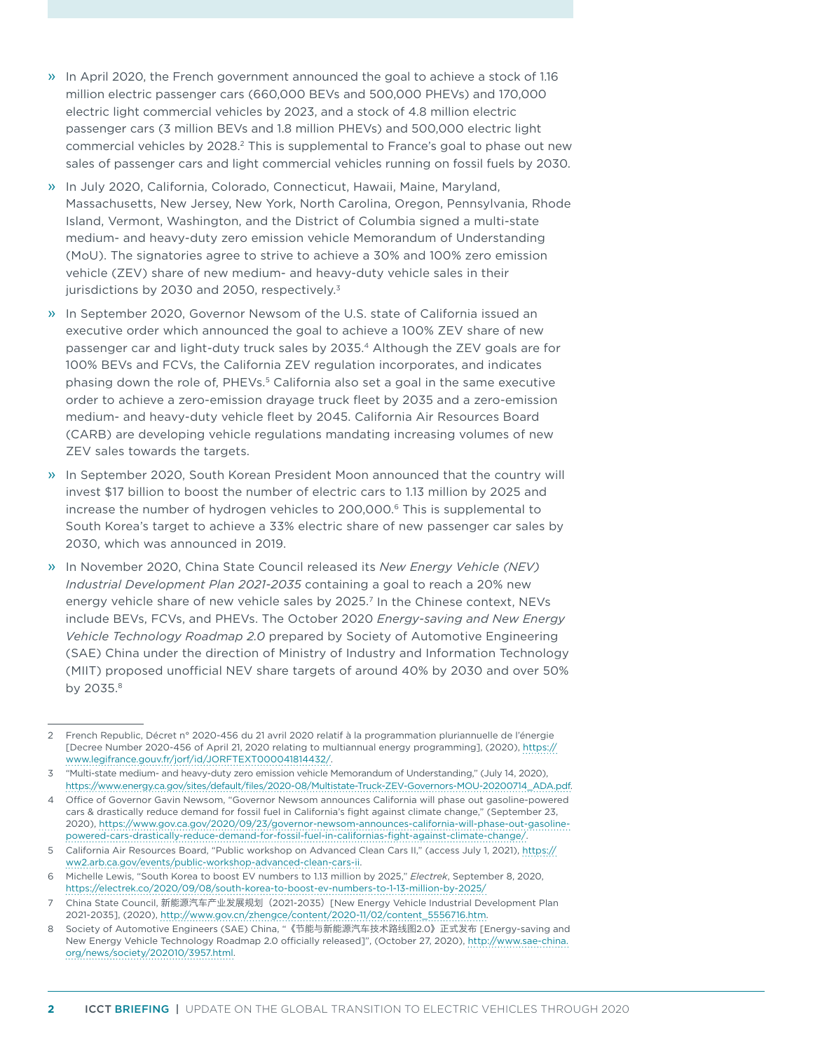- In April 2020, the French government announced the goal to achieve a stock of 1.16 million electric passenger cars (660,000 BEVs and 500,000 PHEVs) and 170,000 electric light commercial vehicles by 2023, and a stock of 4.8 million electric passenger cars (3 million BEVs and 1.8 million PHEVs) and 500,000 electric light commercial vehicles by 2028.[2] This is supplemental to France's goal to phase out new sales of passenger cars and light commercial vehicles running on fossil fuels by 2030.
- In July 2020, California, Colorado, Connecticut, Hawaii, Maine, Maryland, Massachusetts, New Jersey, New York, North Carolina, Oregon, Pennsylvania, Rhode Island, Vermont, Washington, and the District of Columbia signed a multi-state medium- and heavy-duty zero emission vehicle Memorandum of Understanding (MoU). The signatories agree to strive to achieve a 30% and 100% zero emission vehicle (ZEV) share of new medium- and heavy-duty vehicle sales in their jurisdictions by 2030 and 2050, respectively.[3]
- In September 2020, Governor Newsom of the U.S. state of California issued an executive order which announced the goal to achieve a 100% ZEV share of new passenger car and light-duty truck sales by 2035.[4] Although the ZEV goals are for 100% BEVs and FCVs, the California ZEV regulation incorporates, and indicates phasing down the role of, PHEVs.[5] California also set a goal in the same executive order to achieve a zero-emission drayage truck fleet by 2035 and a zero-emission medium- and heavy-duty vehicle fleet by 2045. California Air Resources Board (CARB) are developing vehicle regulations mandating increasing volumes of new ZEV sales towards the targets.
- In September 2020, South Korean President Moon announced that the country will invest $17 billion to boost the number of electric cars to 1.13 million by 2025 and increase the number of hydrogen vehicles to 200,000.[6] This is supplemental to South Korea's target to achieve a 33% electric share of new passenger car sales by 2030, which was announced in 2019.
- In November 2020, China State Council released its *New Energy Vehicle (NEV) Industrial Development Plan 2021-2035* containing a goal to reach a 20% new energy vehicle share of new vehicle sales by 2025.[7] In the Chinese context, NEVs include BEVs, FCVs, and PHEVs. The October 2020 *Energy-saving and New Energy Vehicle Technology Roadmap 2.0* prepared by Society of Automotive Engineering (SAE) China under the direction of Ministry of Industry and Information Technology (MIIT) proposed unofficial NEV share targets of around 40% by 2030 and over 50% by 2035.[8]

---

2 French Republic, Décret n° 2020-456 du 21 avril 2020 relatif à la programmation pluriannuelle de l'énergie [Decree Number 2020-456 of April 21, 2020 relating to multiannual energy programming], (2020), https://www.legifrance.gouv.fr/jorf/id/JORFTEXT000041814432/.

3 "Multi-state medium- and heavy-duty zero emission vehicle Memorandum of Understanding," (July 14, 2020), https://www.energy.ca.gov/sites/default/files/2020-08/Multistate-Truck-ZEV-Governors-MOU-20200714_ADA.pdf.

4 Office of Governor Gavin Newsom, "Governor Newsom announces California will phase out gasoline-powered cars & drastically reduce demand for fossil fuel in California's fight against climate change," (September 23, 2020), https://www.gov.ca.gov/2020/09/23/governor-newsom-announces-california-will-phase-out-gasoline-powered-cars-drastically-reduce-demand-for-fossil-fuel-in-californias-fight-against-climate-change/.

5 California Air Resources Board, "Public workshop on Advanced Clean Cars II," (access July 1, 2021), https://ww2.arb.ca.gov/events/public-workshop-advanced-clean-cars-ii.

6 Michelle Lewis, "South Korea to boost EV numbers to 1.13 million by 2025," *Electrek*, September 8, 2020, https://electrek.co/2020/09/08/south-korea-to-boost-ev-numbers-to-1-13-million-by-2025/

7 China State Council, 新能源汽车产业发展规划（2021-2035）[New Energy Vehicle Industrial Development Plan 2021-2035], (2020), http://www.gov.cn/zhengce/content/2020-11/02/content_5556716.htm.

8 Society of Automotive Engineers (SAE) China, "《节能与新能源汽车技术路线图2.0》正式发布 [Energy-saving and New Energy Vehicle Technology Roadmap 2.0 officially released]", (October 27, 2020), http://www.sae-china.org/news/society/202010/3957.html.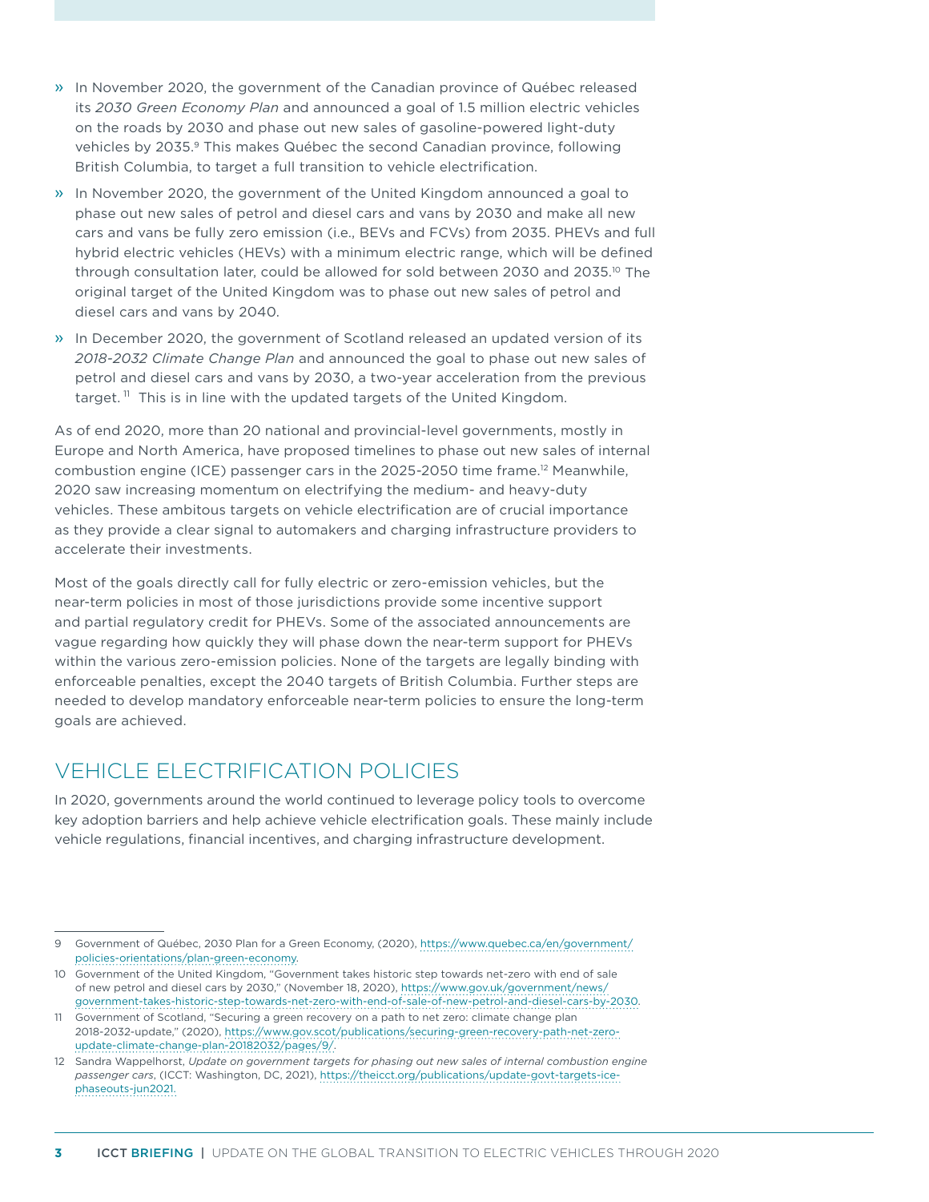- In November 2020, the government of the Canadian province of Québec released its *2030 Green Economy Plan* and announced a goal of 1.5 million electric vehicles on the roads by 2030 and phase out new sales of gasoline-powered light-duty vehicles by 2035.[9] This makes Québec the second Canadian province, following British Columbia, to target a full transition to vehicle electrification.
- In November 2020, the government of the United Kingdom announced a goal to phase out new sales of petrol and diesel cars and vans by 2030 and make all new cars and vans be fully zero emission (i.e., BEVs and FCVs) from 2035. PHEVs and full hybrid electric vehicles (HEVs) with a minimum electric range, which will be defined through consultation later, could be allowed for sold between 2030 and 2035.[10] The original target of the United Kingdom was to phase out new sales of petrol and diesel cars and vans by 2040.
- In December 2020, the government of Scotland released an updated version of its *2018-2032 Climate Change Plan* and announced the goal to phase out new sales of petrol and diesel cars and vans by 2030, a two-year acceleration from the previous target.[11] This is in line with the updated targets of the United Kingdom.

As of end 2020, more than 20 national and provincial-level governments, mostly in Europe and North America, have proposed timelines to phase out new sales of internal combustion engine (ICE) passenger cars in the 2025-2050 time frame.[12] Meanwhile, 2020 saw increasing momentum on electrifying the medium- and heavy-duty vehicles. These ambitous targets on vehicle electrification are of crucial importance as they provide a clear signal to automakers and charging infrastructure providers to accelerate their investments.

Most of the goals directly call for fully electric or zero-emission vehicles, but the near-term policies in most of those jurisdictions provide some incentive support and partial regulatory credit for PHEVs. Some of the associated announcements are vague regarding how quickly they will phase down the near-term support for PHEVs within the various zero-emission policies. None of the targets are legally binding with enforceable penalties, except the 2040 targets of British Columbia. Further steps are needed to develop mandatory enforceable near-term policies to ensure the long-term goals are achieved.

## VEHICLE ELECTRIFICATION POLICIES

In 2020, governments around the world continued to leverage policy tools to overcome key adoption barriers and help achieve vehicle electrification goals. These mainly include vehicle regulations, financial incentives, and charging infrastructure development.

---

9 Government of Québec, 2030 Plan for a Green Economy, (2020), https://www.quebec.ca/en/government/policies-orientations/plan-green-economy.

10 Government of the United Kingdom, "Government takes historic step towards net-zero with end of sale of new petrol and diesel cars by 2030," (November 18, 2020), https://www.gov.uk/government/news/government-takes-historic-step-towards-net-zero-with-end-of-sale-of-new-petrol-and-diesel-cars-by-2030.

11 Government of Scotland, "Securing a green recovery on a path to net zero: climate change plan 2018-2032-update," (2020), https://www.gov.scot/publications/securing-green-recovery-path-net-zero-update-climate-change-plan-20182032/pages/9/.

12 Sandra Wappelhorst, *Update on government targets for phasing out new sales of internal combustion engine passenger cars*, (ICCT: Washington, DC, 2021), https://theicct.org/publications/update-govt-targets-ice-phaseouts-jun2021.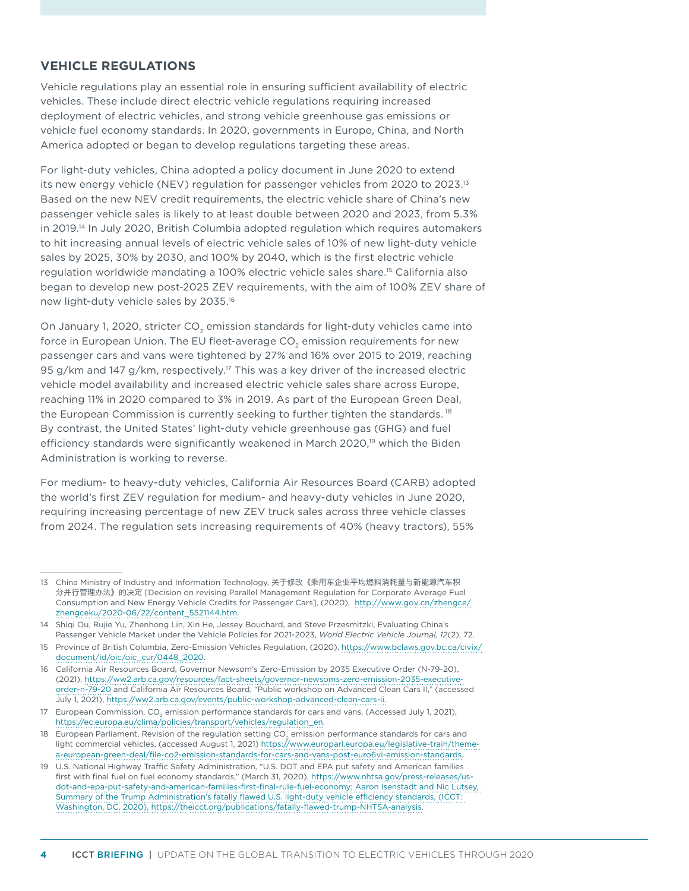## VEHICLE REGULATIONS

Vehicle regulations play an essential role in ensuring sufficient availability of electric vehicles. These include direct electric vehicle regulations requiring increased deployment of electric vehicles, and strong vehicle greenhouse gas emissions or vehicle fuel economy standards. In 2020, governments in Europe, China, and North America adopted or began to develop regulations targeting these areas.

For light-duty vehicles, China adopted a policy document in June 2020 to extend its new energy vehicle (NEV) regulation for passenger vehicles from 2020 to 2023.[13] Based on the new NEV credit requirements, the electric vehicle share of China's new passenger vehicle sales is likely to at least double between 2020 and 2023, from 5.3% in 2019.[14] In July 2020, British Columbia adopted regulation which requires automakers to hit increasing annual levels of electric vehicle sales of 10% of new light-duty vehicle sales by 2025, 30% by 2030, and 100% by 2040, which is the first electric vehicle regulation worldwide mandating a 100% electric vehicle sales share.[15] California also began to develop new post-2025 ZEV requirements, with the aim of 100% ZEV share of new light-duty vehicle sales by 2035.[16]

On January 1, 2020, stricter $CO_2$ emission standards for light-duty vehicles came into force in European Union. The EU fleet-average $CO_2$ emission requirements for new passenger cars and vans were tightened by 27% and 16% over 2015 to 2019, reaching 95 g/km and 147 g/km, respectively.[17] This was a key driver of the increased electric vehicle model availability and increased electric vehicle sales share across Europe, reaching 11% in 2020 compared to 3% in 2019. As part of the European Green Deal, the European Commission is currently seeking to further tighten the standards.[18] By contrast, the United States' light-duty vehicle greenhouse gas (GHG) and fuel efficiency standards were significantly weakened in March 2020,[19] which the Biden Administration is working to reverse.

For medium- to heavy-duty vehicles, California Air Resources Board (CARB) adopted the world's first ZEV regulation for medium- and heavy-duty vehicles in June 2020, requiring increasing percentage of new ZEV truck sales across three vehicle classes from 2024. The regulation sets increasing requirements of 40% (heavy tractors), 55%

---

13 China Ministry of Industry and Information Technology, 关于修改《乘用车企业平均燃料消耗量与新能源汽车积分并行管理办法》的决定 [Decision on revising Parallel Management Regulation for Corporate Average Fuel Consumption and New Energy Vehicle Credits for Passenger Cars], (2020), http://www.gov.cn/zhengce/zhengceku/2020-06/22/content_5521144.htm.

14 Shiqi Ou, Rujie Yu, Zhenhong Lin, Xin He, Jessey Bouchard, and Steve Przesmitzki, Evaluating China's Passenger Vehicle Market under the Vehicle Policies for 2021-2023, *World Electric Vehicle Journal, 12*(2), 72.

15 Province of British Columbia, Zero-Emission Vehicles Regulation, (2020), https://www.bclaws.gov.bc.ca/civix/document/id/oic/oic_cur/0448_2020.

16 California Air Resources Board, Governor Newsom's Zero-Emission by 2035 Executive Order (N-79-20), (2021), https://ww2.arb.ca.gov/resources/fact-sheets/governor-newsoms-zero-emission-2035-executive-order-n-79-20 and California Air Resources Board, "Public workshop on Advanced Clean Cars II," (accessed July 1, 2021), https://ww2.arb.ca.gov/events/public-workshop-advanced-clean-cars-ii.

17 European Commission, $CO_2$ emission performance standards for cars and vans, (Accessed July 1, 2021), https://ec.europa.eu/clima/policies/transport/vehicles/regulation_en.

18 European Parliament, Revision of the regulation setting $CO_2$ emission performance standards for cars and light commercial vehicles, (accessed August 1, 2021) https://www.europarl.europa.eu/legislative-train/theme-a-european-green-deal/file-co2-emission-standards-for-cars-and-vans-post-euro6vi-emission-standards.

19 U.S. National Highway Traffic Safety Administration, "U.S. DOT and EPA put safety and American families first with final fuel on fuel economy standards," (March 31, 2020), https://www.nhtsa.gov/press-releases/us-dot-and-epa-put-safety-and-american-families-first-final-rule-fuel-economy; Aaron Isenstadt and Nic Lutsey, Summary of the Trump Administration's fatally flawed U.S. light-duty vehicle efficiency standards, (ICCT: Washington, DC, 2020), https://theicct.org/publications/fatally-flawed-trump-NHTSA-analysis.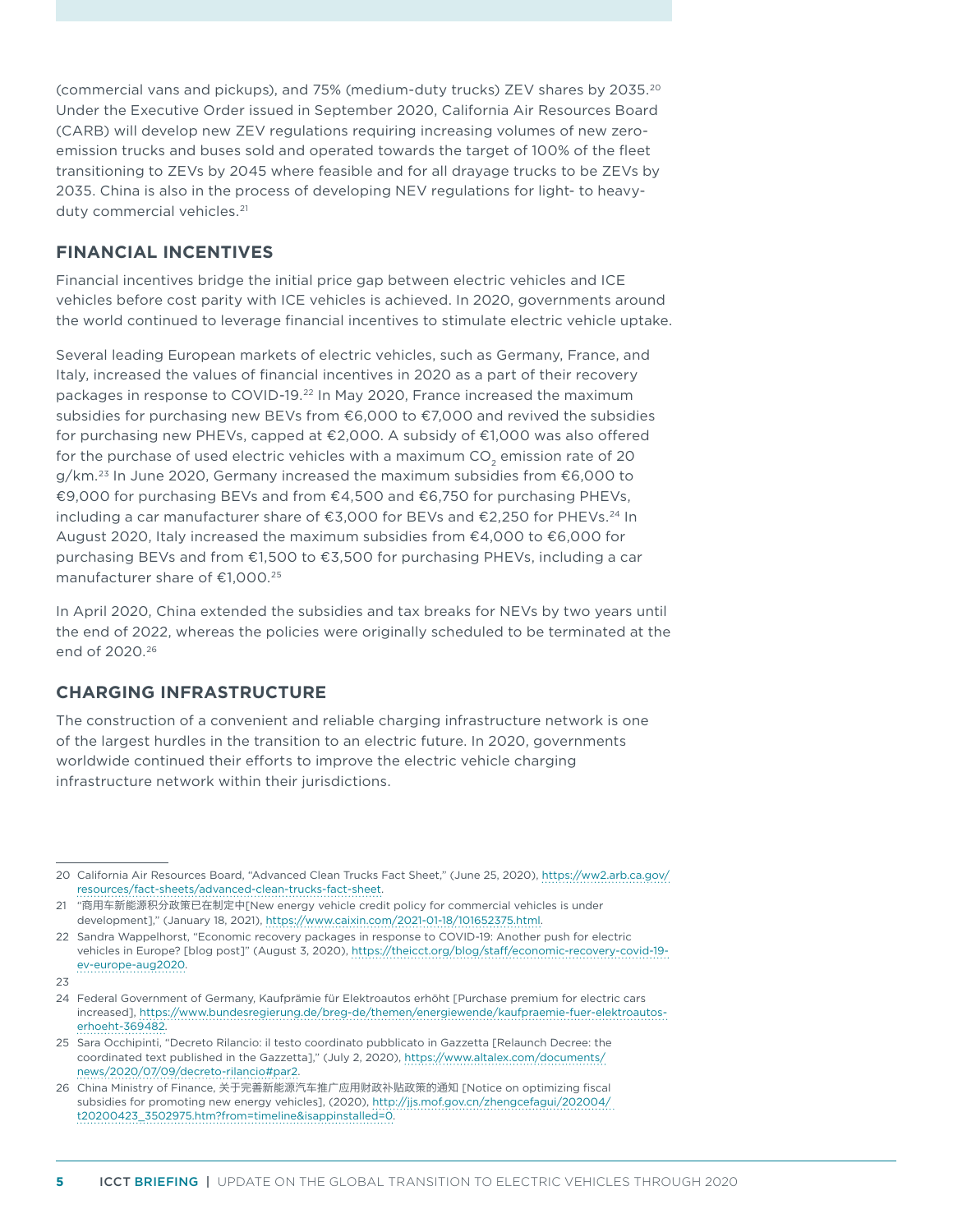(commercial vans and pickups), and 75% (medium-duty trucks) ZEV shares by 2035.[20] Under the Executive Order issued in September 2020, California Air Resources Board (CARB) will develop new ZEV regulations requiring increasing volumes of new zero-emission trucks and buses sold and operated towards the target of 100% of the fleet transitioning to ZEVs by 2045 where feasible and for all drayage trucks to be ZEVs by 2035. China is also in the process of developing NEV regulations for light- to heavy-duty commercial vehicles.[21]

## FINANCIAL INCENTIVES

Financial incentives bridge the initial price gap between electric vehicles and ICE vehicles before cost parity with ICE vehicles is achieved. In 2020, governments around the world continued to leverage financial incentives to stimulate electric vehicle uptake.

Several leading European markets of electric vehicles, such as Germany, France, and Italy, increased the values of financial incentives in 2020 as a part of their recovery packages in response to COVID-19.[22] In May 2020, France increased the maximum subsidies for purchasing new BEVs from €6,000 to €7,000 and revived the subsidies for purchasing new PHEVs, capped at €2,000. A subsidy of €1,000 was also offered for the purchase of used electric vehicles with a maximum $CO_2$ emission rate of 20 g/km.[23] In June 2020, Germany increased the maximum subsidies from €6,000 to €9,000 for purchasing BEVs and from €4,500 and €6,750 for purchasing PHEVs, including a car manufacturer share of €3,000 for BEVs and €2,250 for PHEVs.[24] In August 2020, Italy increased the maximum subsidies from €4,000 to €6,000 for purchasing BEVs and from €1,500 to €3,500 for purchasing PHEVs, including a car manufacturer share of €1,000.[25]

In April 2020, China extended the subsidies and tax breaks for NEVs by two years until the end of 2022, whereas the policies were originally scheduled to be terminated at the end of 2020.[26]

## CHARGING INFRASTRUCTURE

The construction of a convenient and reliable charging infrastructure network is one of the largest hurdles in the transition to an electric future. In 2020, governments worldwide continued their efforts to improve the electric vehicle charging infrastructure network within their jurisdictions.

---

20 California Air Resources Board, "Advanced Clean Trucks Fact Sheet," (June 25, 2020), https://ww2.arb.ca.gov/resources/fact-sheets/advanced-clean-trucks-fact-sheet.

21 "商用车新能源积分政策已在制定中[New energy vehicle credit policy for commercial vehicles is under development]," (January 18, 2021), https://www.caixin.com/2021-01-18/101652375.html.

22 Sandra Wappelhorst, "Economic recovery packages in response to COVID-19: Another push for electric vehicles in Europe? [blog post]" (August 3, 2020), https://theicct.org/blog/staff/economic-recovery-covid-19-ev-europe-aug2020.

23

24 Federal Government of Germany, Kaufprämie für Elektroautos erhöht [Purchase premium for electric cars increased], https://www.bundesregierung.de/breg-de/themen/energiewende/kaufpraemie-fuer-elektroautos-erhoeht-369482.

25 Sara Occhipinti, "Decreto Rilancio: il testo coordinato pubblicato in Gazzetta [Relaunch Decree: the coordinated text published in the Gazzetta]," (July 2, 2020), https://www.altalex.com/documents/news/2020/07/09/decreto-rilancio#par2.

26 China Ministry of Finance, 关于完善新能源汽车推广应用财政补贴政策的通知 [Notice on optimizing fiscal subsidies for promoting new energy vehicles], (2020), http://jjs.mof.gov.cn/zhengcefagui/202004/t20200423_3502975.htm?from=timeline&isappinstalled=0.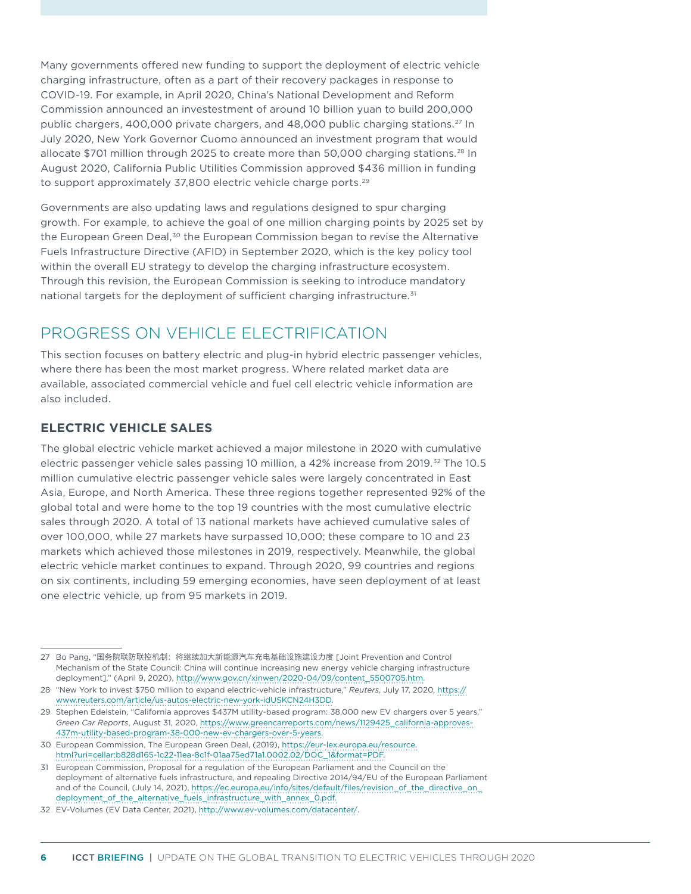Many governments offered new funding to support the deployment of electric vehicle charging infrastructure, often as a part of their recovery packages in response to COVID-19. For example, in April 2020, China's National Development and Reform Commission announced an investestment of around 10 billion yuan to build 200,000 public chargers, 400,000 private chargers, and 48,000 public charging stations.[27] In July 2020, New York Governor Cuomo announced an investment program that would allocate $701 million through 2025 to create more than 50,000 charging stations.[28] In August 2020, California Public Utilities Commission approved $436 million in funding to support approximately 37,800 electric vehicle charge ports.[29]

Governments are also updating laws and regulations designed to spur charging growth. For example, to achieve the goal of one million charging points by 2025 set by the European Green Deal,[30] the European Commission began to revise the Alternative Fuels Infrastructure Directive (AFID) in September 2020, which is the key policy tool within the overall EU strategy to develop the charging infrastructure ecosystem. Through this revision, the European Commission is seeking to introduce mandatory national targets for the deployment of sufficient charging infrastructure.[31]

## PROGRESS ON VEHICLE ELECTRIFICATION

This section focuses on battery electric and plug-in hybrid electric passenger vehicles, where there has been the most market progress. Where related market data are available, associated commercial vehicle and fuel cell electric vehicle information are also included.

### ELECTRIC VEHICLE SALES

The global electric vehicle market achieved a major milestone in 2020 with cumulative electric passenger vehicle sales passing 10 million, a 42% increase from 2019.[32] The 10.5 million cumulative electric passenger vehicle sales were largely concentrated in East Asia, Europe, and North America. These three regions together represented 92% of the global total and were home to the top 19 countries with the most cumulative electric sales through 2020. A total of 13 national markets have achieved cumulative sales of over 100,000, while 27 markets have surpassed 10,000; these compare to 10 and 23 markets which achieved those milestones in 2019, respectively. Meanwhile, the global electric vehicle market continues to expand. Through 2020, 99 countries and regions on six continents, including 59 emerging economies, have seen deployment of at least one electric vehicle, up from 95 markets in 2019.

---

27 Bo Pang, "国务院联防联控机制：将继续加大新能源汽车充电基础设施建设力度 [Joint Prevention and Control Mechanism of the State Council: China will continue increasing new energy vehicle charging infrastructure deployment]," (April 9, 2020), http://www.gov.cn/xinwen/2020-04/09/content_5500705.htm.

28 "New York to invest $750 million to expand electric-vehicle infrastructure," *Reuters*, July 17, 2020, https://www.reuters.com/article/us-autos-electric-new-york-idUSKCN24H3DD.

29 Stephen Edelstein, "California approves $437M utility-based program: 38,000 new EV chargers over 5 years," *Green Car Reports*, August 31, 2020, https://www.greencarreports.com/news/1129425_california-approves-437m-utility-based-program-38-000-new-ev-chargers-over-5-years.

30 European Commission, The European Green Deal, (2019), https://eur-lex.europa.eu/resource.html?uri=cellar:b828d165-1c22-11ea-8c1f-01aa75ed71a1.0002.02/DOC_1&format=PDF.

31 European Commission, Proposal for a regulation of the European Parliament and the Council on the deployment of alternative fuels infrastructure, and repealing Directive 2014/94/EU of the European Parliament and of the Council, (July 14, 2021), https://ec.europa.eu/info/sites/default/files/revision_of_the_directive_on_deployment_of_the_alternative_fuels_infrastructure_with_annex_0.pdf.

32 EV-Volumes (EV Data Center, 2021), http://www.ev-volumes.com/datacenter/.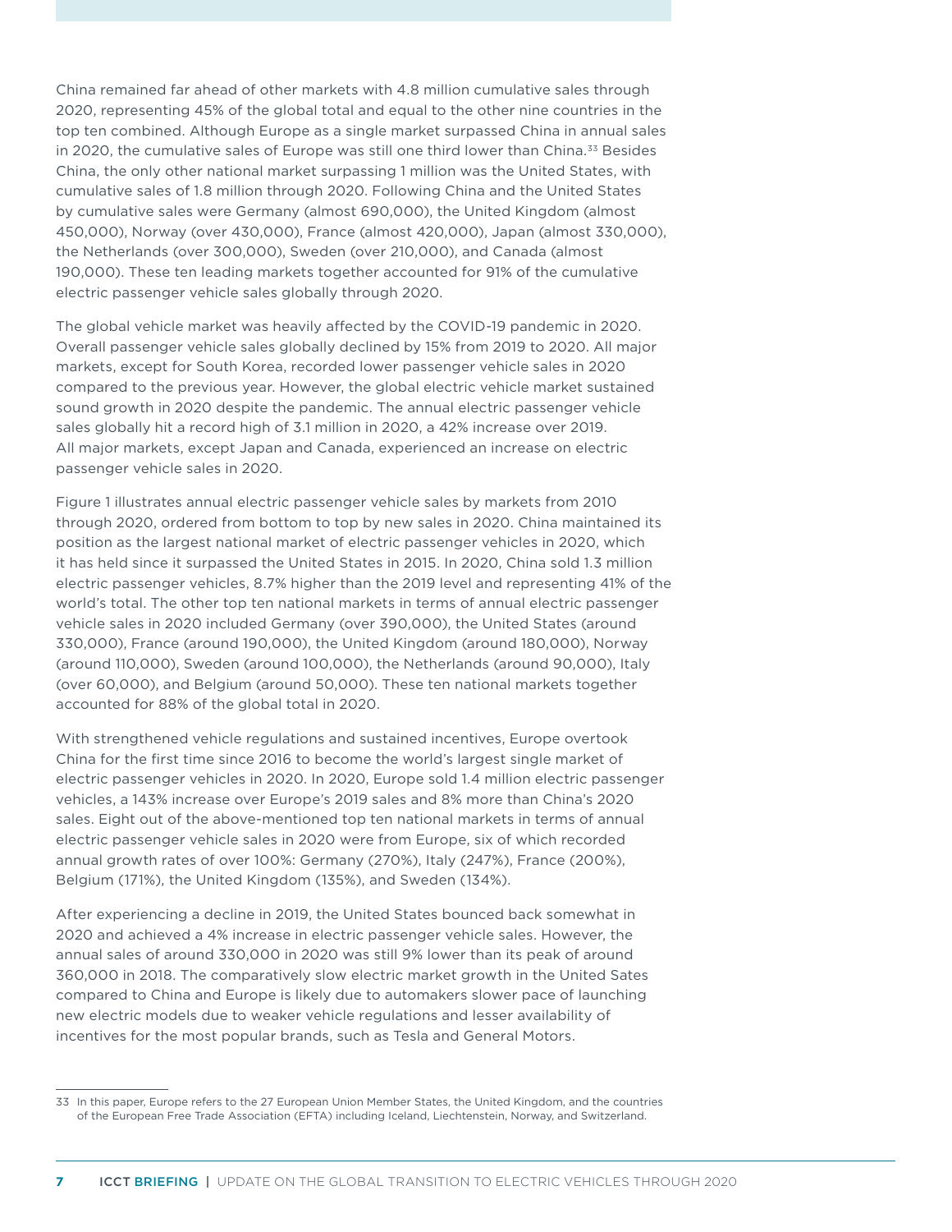China remained far ahead of other markets with 4.8 million cumulative sales through 2020, representing 45% of the global total and equal to the other nine countries in the top ten combined. Although Europe as a single market surpassed China in annual sales in 2020, the cumulative sales of Europe was still one third lower than China.[33] Besides China, the only other national market surpassing 1 million was the United States, with cumulative sales of 1.8 million through 2020. Following China and the United States by cumulative sales were Germany (almost 690,000), the United Kingdom (almost 450,000), Norway (over 430,000), France (almost 420,000), Japan (almost 330,000), the Netherlands (over 300,000), Sweden (over 210,000), and Canada (almost 190,000). These ten leading markets together accounted for 91% of the cumulative electric passenger vehicle sales globally through 2020.

The global vehicle market was heavily affected by the COVID-19 pandemic in 2020. Overall passenger vehicle sales globally declined by 15% from 2019 to 2020. All major markets, except for South Korea, recorded lower passenger vehicle sales in 2020 compared to the previous year. However, the global electric vehicle market sustained sound growth in 2020 despite the pandemic. The annual electric passenger vehicle sales globally hit a record high of 3.1 million in 2020, a 42% increase over 2019. All major markets, except Japan and Canada, experienced an increase on electric passenger vehicle sales in 2020.

Figure 1 illustrates annual electric passenger vehicle sales by markets from 2010 through 2020, ordered from bottom to top by new sales in 2020. China maintained its position as the largest national market of electric passenger vehicles in 2020, which it has held since it surpassed the United States in 2015. In 2020, China sold 1.3 million electric passenger vehicles, 8.7% higher than the 2019 level and representing 41% of the world's total. The other top ten national markets in terms of annual electric passenger vehicle sales in 2020 included Germany (over 390,000), the United States (around 330,000), France (around 190,000), the United Kingdom (around 180,000), Norway (around 110,000), Sweden (around 100,000), the Netherlands (around 90,000), Italy (over 60,000), and Belgium (around 50,000). These ten national markets together accounted for 88% of the global total in 2020.

With strengthened vehicle regulations and sustained incentives, Europe overtook China for the first time since 2016 to become the world's largest single market of electric passenger vehicles in 2020. In 2020, Europe sold 1.4 million electric passenger vehicles, a 143% increase over Europe's 2019 sales and 8% more than China's 2020 sales. Eight out of the above-mentioned top ten national markets in terms of annual electric passenger vehicle sales in 2020 were from Europe, six of which recorded annual growth rates of over 100%: Germany (270%), Italy (247%), France (200%), Belgium (171%), the United Kingdom (135%), and Sweden (134%).

After experiencing a decline in 2019, the United States bounced back somewhat in 2020 and achieved a 4% increase in electric passenger vehicle sales. However, the annual sales of around 330,000 in 2020 was still 9% lower than its peak of around 360,000 in 2018. The comparatively slow electric market growth in the United Sates compared to China and Europe is likely due to automakers slower pace of launching new electric models due to weaker vehicle regulations and lesser availability of incentives for the most popular brands, such as Tesla and General Motors.

---

[33] In this paper, Europe refers to the 27 European Union Member States, the United Kingdom, and the countries of the European Free Trade Association (EFTA) including Iceland, Liechtenstein, Norway, and Switzerland.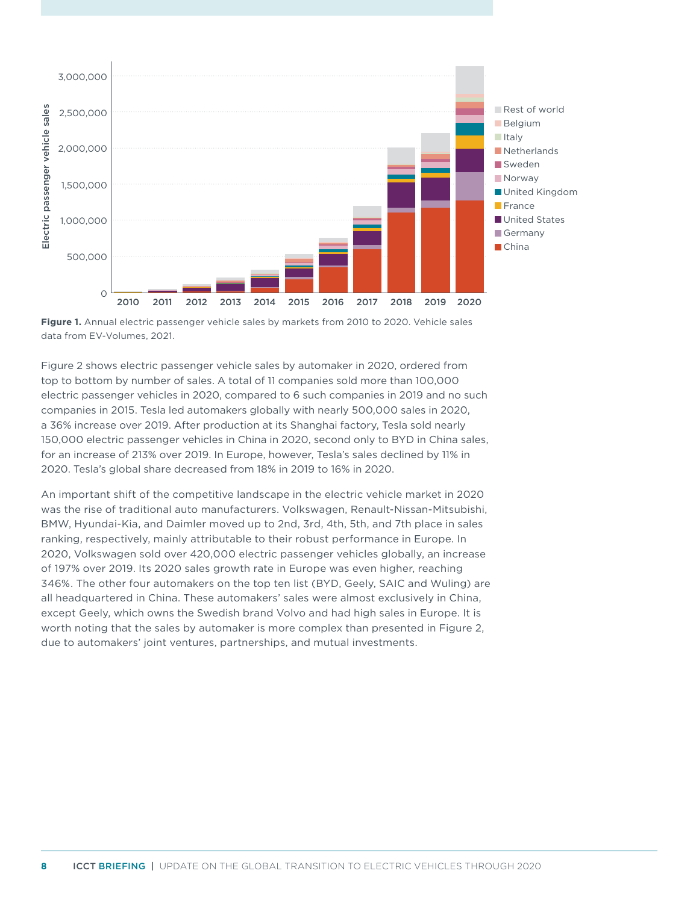**Figure 1.** Annual electric passenger vehicle sales by markets from 2010 to 2020. Vehicle sales data from EV-Volumes, 2021.

Figure 2 shows electric passenger vehicle sales by automaker in 2020, ordered from top to bottom by number of sales. A total of 11 companies sold more than 100,000 electric passenger vehicles in 2020, compared to 6 such companies in 2019 and no such companies in 2015. Tesla led automakers globally with nearly 500,000 sales in 2020, a 36% increase over 2019. After production at its Shanghai factory, Tesla sold nearly 150,000 electric passenger vehicles in China in 2020, second only to BYD in China sales, for an increase of 213% over 2019. In Europe, however, Tesla's sales declined by 11% in 2020. Tesla's global share decreased from 18% in 2019 to 16% in 2020.

An important shift of the competitive landscape in the electric vehicle market in 2020 was the rise of traditional auto manufacturers. Volkswagen, Renault-Nissan-Mitsubishi, BMW, Hyundai-Kia, and Daimler moved up to 2nd, 3rd, 4th, 5th, and 7th place in sales ranking, respectively, mainly attributable to their robust performance in Europe. In 2020, Volkswagen sold over 420,000 electric passenger vehicles globally, an increase of 197% over 2019. Its 2020 sales growth rate in Europe was even higher, reaching 346%. The other four automakers on the top ten list (BYD, Geely, SAIC and Wuling) are all headquartered in China. These automakers' sales were almost exclusively in China, except Geely, which owns the Swedish brand Volvo and had high sales in Europe. It is worth noting that the sales by automaker is more complex than presented in Figure 2, due to automakers' joint ventures, partnerships, and mutual investments.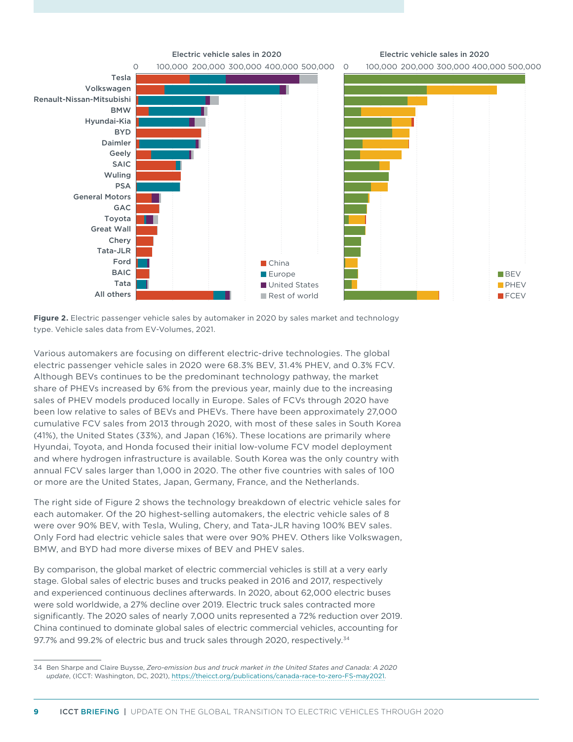**Figure 2.** Electric passenger vehicle sales by automaker in 2020 by sales market and technology type. Vehicle sales data from EV-Volumes, 2021.

Various automakers are focusing on different electric-drive technologies. The global electric passenger vehicle sales in 2020 were 68.3% BEV, 31.4% PHEV, and 0.3% FCV. Although BEVs continues to be the predominant technology pathway, the market share of PHEVs increased by 6% from the previous year, mainly due to the increasing sales of PHEV models produced locally in Europe. Sales of FCVs through 2020 have been low relative to sales of BEVs and PHEVs. There have been approximately 27,000 cumulative FCV sales from 2013 through 2020, with most of these sales in South Korea (41%), the United States (33%), and Japan (16%). These locations are primarily where Hyundai, Toyota, and Honda focused their initial low-volume FCV model deployment and where hydrogen infrastructure is available. South Korea was the only country with annual FCV sales larger than 1,000 in 2020. The other five countries with sales of 100 or more are the United States, Japan, Germany, France, and the Netherlands.

The right side of Figure 2 shows the technology breakdown of electric vehicle sales for each automaker. Of the 20 highest-selling automakers, the electric vehicle sales of 8 were over 90% BEV, with Tesla, Wuling, Chery, and Tata-JLR having 100% BEV sales. Only Ford had electric vehicle sales that were over 90% PHEV. Others like Volkswagen, BMW, and BYD had more diverse mixes of BEV and PHEV sales.

By comparison, the global market of electric commercial vehicles is still at a very early stage. Global sales of electric buses and trucks peaked in 2016 and 2017, respectively and experienced continuous declines afterwards. In 2020, about 62,000 electric buses were sold worldwide, a 27% decline over 2019. Electric truck sales contracted more significantly. The 2020 sales of nearly 7,000 units represented a 72% reduction over 2019. China continued to dominate global sales of electric commercial vehicles, accounting for 97.7% and 99.2% of electric bus and truck sales through 2020, respectively.[34]

34 Ben Sharpe and Claire Buysse, *Zero-emission bus and truck market in the United States and Canada: A 2020 update*, (ICCT: Washington, DC, 2021), https://theicct.org/publications/canada-race-to-zero-FS-may2021.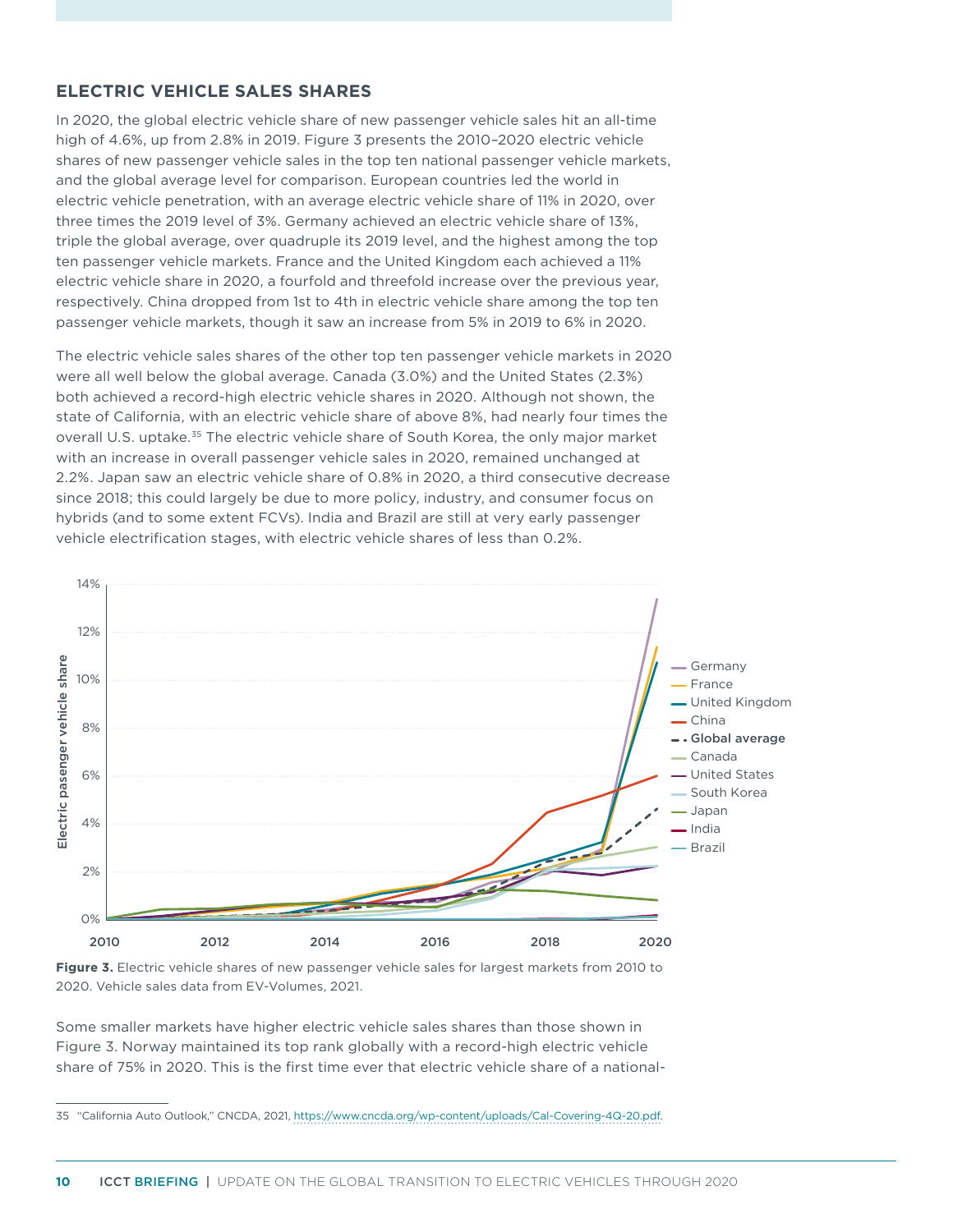## ELECTRIC VEHICLE SALES SHARES

In 2020, the global electric vehicle share of new passenger vehicle sales hit an all-time high of 4.6%, up from 2.8% in 2019. Figure 3 presents the 2010–2020 electric vehicle shares of new passenger vehicle sales in the top ten national passenger vehicle markets, and the global average level for comparison. European countries led the world in electric vehicle penetration, with an average electric vehicle share of 11% in 2020, over three times the 2019 level of 3%. Germany achieved an electric vehicle share of 13%, triple the global average, over quadruple its 2019 level, and the highest among the top ten passenger vehicle markets. France and the United Kingdom each achieved a 11% electric vehicle share in 2020, a fourfold and threefold increase over the previous year, respectively. China dropped from 1st to 4th in electric vehicle share among the top ten passenger vehicle markets, though it saw an increase from 5% in 2019 to 6% in 2020.

The electric vehicle sales shares of the other top ten passenger vehicle markets in 2020 were all well below the global average. Canada (3.0%) and the United States (2.3%) both achieved a record-high electric vehicle shares in 2020. Although not shown, the state of California, with an electric vehicle share of above 8%, had nearly four times the overall U.S. uptake.[35] The electric vehicle share of South Korea, the only major market with an increase in overall passenger vehicle sales in 2020, remained unchanged at 2.2%. Japan saw an electric vehicle share of 0.8% in 2020, a third consecutive decrease since 2018; this could largely be due to more policy, industry, and consumer focus on hybrids (and to some extent FCVs). India and Brazil are still at very early passenger vehicle electrification stages, with electric vehicle shares of less than 0.2%.

**Figure 3.** Electric vehicle shares of new passenger vehicle sales for largest markets from 2010 to 2020. Vehicle sales data from EV-Volumes, 2021.

Some smaller markets have higher electric vehicle sales shares than those shown in Figure 3. Norway maintained its top rank globally with a record-high electric vehicle share of 75% in 2020. This is the first time ever that electric vehicle share of a national-

---

35 "California Auto Outlook," CNCDA, 2021, https://www.cncda.org/wp-content/uploads/Cal-Covering-4Q-20.pdf.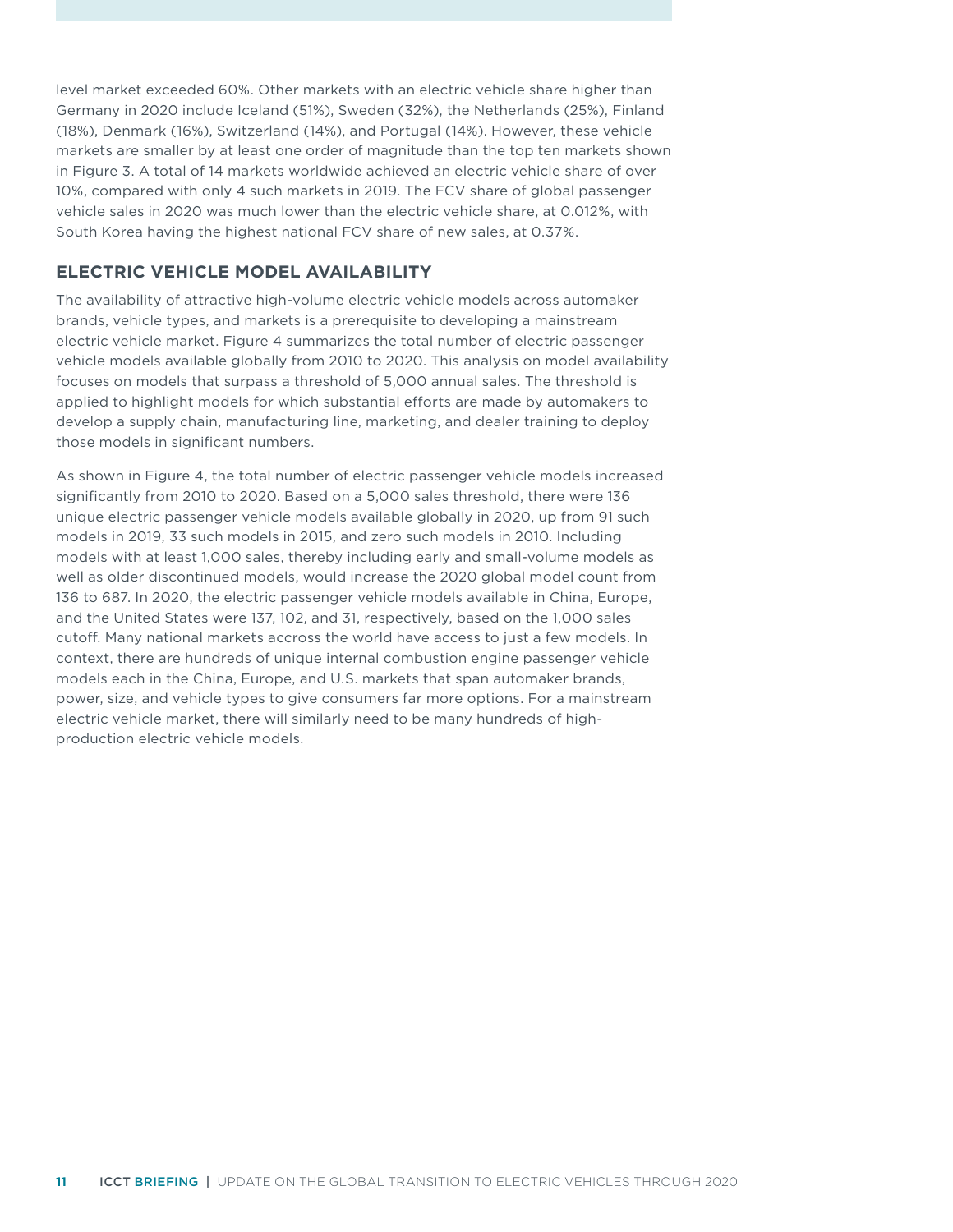level market exceeded 60%. Other markets with an electric vehicle share higher than Germany in 2020 include Iceland (51%), Sweden (32%), the Netherlands (25%), Finland (18%), Denmark (16%), Switzerland (14%), and Portugal (14%). However, these vehicle markets are smaller by at least one order of magnitude than the top ten markets shown in Figure 3. A total of 14 markets worldwide achieved an electric vehicle share of over 10%, compared with only 4 such markets in 2019. The FCV share of global passenger vehicle sales in 2020 was much lower than the electric vehicle share, at 0.012%, with South Korea having the highest national FCV share of new sales, at 0.37%.

## ELECTRIC VEHICLE MODEL AVAILABILITY

The availability of attractive high-volume electric vehicle models across automaker brands, vehicle types, and markets is a prerequisite to developing a mainstream electric vehicle market. Figure 4 summarizes the total number of electric passenger vehicle models available globally from 2010 to 2020. This analysis on model availability focuses on models that surpass a threshold of 5,000 annual sales. The threshold is applied to highlight models for which substantial efforts are made by automakers to develop a supply chain, manufacturing line, marketing, and dealer training to deploy those models in significant numbers.

As shown in Figure 4, the total number of electric passenger vehicle models increased significantly from 2010 to 2020. Based on a 5,000 sales threshold, there were 136 unique electric passenger vehicle models available globally in 2020, up from 91 such models in 2019, 33 such models in 2015, and zero such models in 2010. Including models with at least 1,000 sales, thereby including early and small-volume models as well as older discontinued models, would increase the 2020 global model count from 136 to 687. In 2020, the electric passenger vehicle models available in China, Europe, and the United States were 137, 102, and 31, respectively, based on the 1,000 sales cutoff. Many national markets accross the world have access to just a few models. In context, there are hundreds of unique internal combustion engine passenger vehicle models each in the China, Europe, and U.S. markets that span automaker brands, power, size, and vehicle types to give consumers far more options. For a mainstream electric vehicle market, there will similarly need to be many hundreds of high-production electric vehicle models.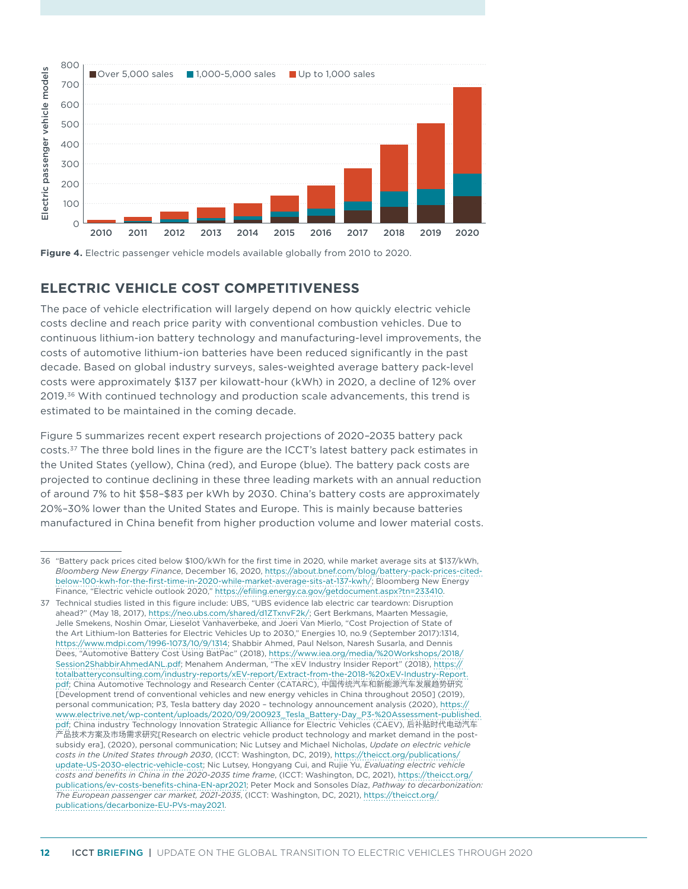Figure 4. Electric passenger vehicle models available globally from 2010 to 2020.

## ELECTRIC VEHICLE COST COMPETITIVENESS

The pace of vehicle electrification will largely depend on how quickly electric vehicle costs decline and reach price parity with conventional combustion vehicles. Due to continuous lithium-ion battery technology and manufacturing-level improvements, the costs of automotive lithium-ion batteries have been reduced significantly in the past decade. Based on global industry surveys, sales-weighted average battery pack-level costs were approximately $137 per kilowatt-hour (kWh) in 2020, a decline of 12% over 2019.[36] With continued technology and production scale advancements, this trend is estimated to be maintained in the coming decade.

Figure 5 summarizes recent expert research projections of 2020–2035 battery pack costs.[37] The three bold lines in the figure are the ICCT's latest battery pack estimates in the United States (yellow), China (red), and Europe (blue). The battery pack costs are projected to continue declining in these three leading markets with an annual reduction of around 7% to hit $58–$83 per kWh by 2030. China's battery costs are approximately 20%–30% lower than the United States and Europe. This is mainly because batteries manufactured in China benefit from higher production volume and lower material costs.

---

36 "Battery pack prices cited below $100/kWh for the first time in 2020, while market average sits at $137/kWh, *Bloomberg New Energy Finance*, December 16, 2020, https://about.bnef.com/blog/battery-pack-prices-cited-below-100-kwh-for-the-first-time-in-2020-while-market-average-sits-at-137-kwh/; Bloomberg New Energy Finance, "Electric vehicle outlook 2020," https://efiling.energy.ca.gov/getdocument.aspx?tn=233410.

37 Technical studies listed in this figure include: UBS, "UBS evidence lab electric car teardown: Disruption ahead?" (May 18, 2017), https://neo.ubs.com/shared/d1ZTxnvF2k/; Gert Berkmans, Maarten Messagie, Jelle Smekens, Noshin Omar, Lieselot Vanhaverbeke, and Joeri Van Mierlo, "Cost Projection of State of the Art Lithium-Ion Batteries for Electric Vehicles Up to 2030," Energies 10, no.9 (September 2017):1314, https://www.mdpi.com/1996-1073/10/9/1314; Shabbir Ahmed, Paul Nelson, Naresh Susarla, and Dennis Dees, "Automotive Battery Cost Using BatPac" (2018), https://www.iea.org/media/%20Workshops/2018/Session2ShabbirAhmedANL.pdf; Menahem Anderman, "The xEV Industry Insider Report" (2018), https://totalbatteryconsulting.com/industry-reports/xEV-report/Extract-from-the-2018-%20xEV-Industry-Report.pdf; China Automotive Technology and Research Center (CATARC), 中国传统汽车和新能源汽车发展趋势研究 [Development trend of conventional vehicles and new energy vehicles in China throughout 2050] (2019), personal communication; P3, Tesla battery day 2020 – technology announcement analysis (2020), https://www.electrive.net/wp-content/uploads/2020/09/200923_Tesla_Battery-Day_P3-%20Assessment-published.pdf; China industry Technology Innovation Strategic Alliance for Electric Vehicles (CAEV), 后补贴时代电动汽车产品技术方案及市场需求研究[Research on electric vehicle product technology and market demand in the post-subsidy era], (2020), personal communication; Nic Lutsey and Michael Nicholas, *Update on electric vehicle costs in the United States through 2030*, (ICCT: Washington, DC, 2019), https://theicct.org/publications/update-US-2030-electric-vehicle-cost; Nic Lutsey, Hongyang Cui, and Rujie Yu, *Evaluating electric vehicle costs and benefits in China in the 2020-2035 time frame*, (ICCT: Washington, DC, 2021), https://theicct.org/publications/ev-costs-benefits-china-EN-apr2021; Peter Mock and Sonsoles Díaz, *Pathway to decarbonization: The European passenger car market, 2021-2035*, (ICCT: Washington, DC, 2021), https://theicct.org/publications/decarbonize-EU-PVs-may2021.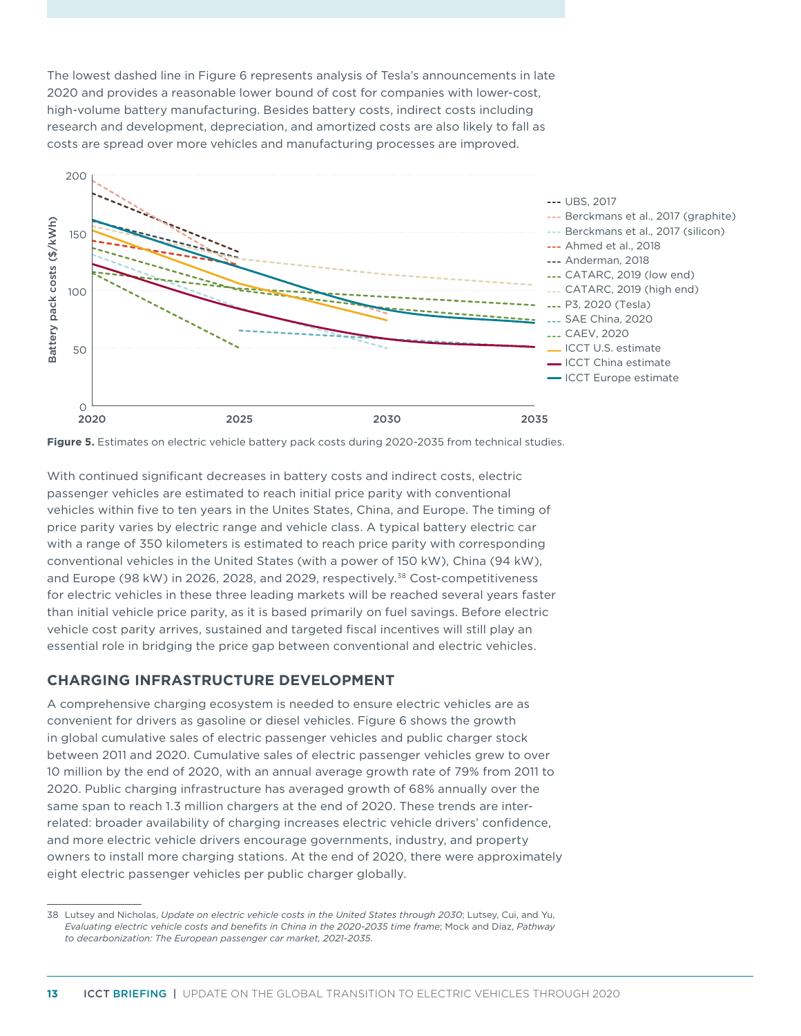The lowest dashed line in Figure 6 represents analysis of Tesla's announcements in late 2020 and provides a reasonable lower bound of cost for companies with lower-cost, high-volume battery manufacturing. Besides battery costs, indirect costs including research and development, depreciation, and amortized costs are also likely to fall as costs are spread over more vehicles and manufacturing processes are improved.

**Figure 5.** Estimates on electric vehicle battery pack costs during 2020-2035 from technical studies.

With continued significant decreases in battery costs and indirect costs, electric passenger vehicles are estimated to reach initial price parity with conventional vehicles within five to ten years in the Unites States, China, and Europe. The timing of price parity varies by electric range and vehicle class. A typical battery electric car with a range of 350 kilometers is estimated to reach price parity with corresponding conventional vehicles in the United States (with a power of 150 kW), China (94 kW), and Europe (98 kW) in 2026, 2028, and 2029, respectively.[38] Cost-competitiveness for electric vehicles in these three leading markets will be reached several years faster than initial vehicle price parity, as it is based primarily on fuel savings. Before electric vehicle cost parity arrives, sustained and targeted fiscal incentives will still play an essential role in bridging the price gap between conventional and electric vehicles.

## CHARGING INFRASTRUCTURE DEVELOPMENT

A comprehensive charging ecosystem is needed to ensure electric vehicles are as convenient for drivers as gasoline or diesel vehicles. Figure 6 shows the growth in global cumulative sales of electric passenger vehicles and public charger stock between 2011 and 2020. Cumulative sales of electric passenger vehicles grew to over 10 million by the end of 2020, with an annual average growth rate of 79% from 2011 to 2020. Public charging infrastructure has averaged growth of 68% annually over the same span to reach 1.3 million chargers at the end of 2020. These trends are inter-related: broader availability of charging increases electric vehicle drivers' confidence, and more electric vehicle drivers encourage governments, industry, and property owners to install more charging stations. At the end of 2020, there were approximately eight electric passenger vehicles per public charger globally.

---

38 Lutsey and Nicholas, *Update on electric vehicle costs in the United States through 2030*; Lutsey, Cui, and Yu, *Evaluating electric vehicle costs and benefits in China in the 2020-2035 time frame*; Mock and Díaz, *Pathway to decarbonization: The European passenger car market, 2021-2035.*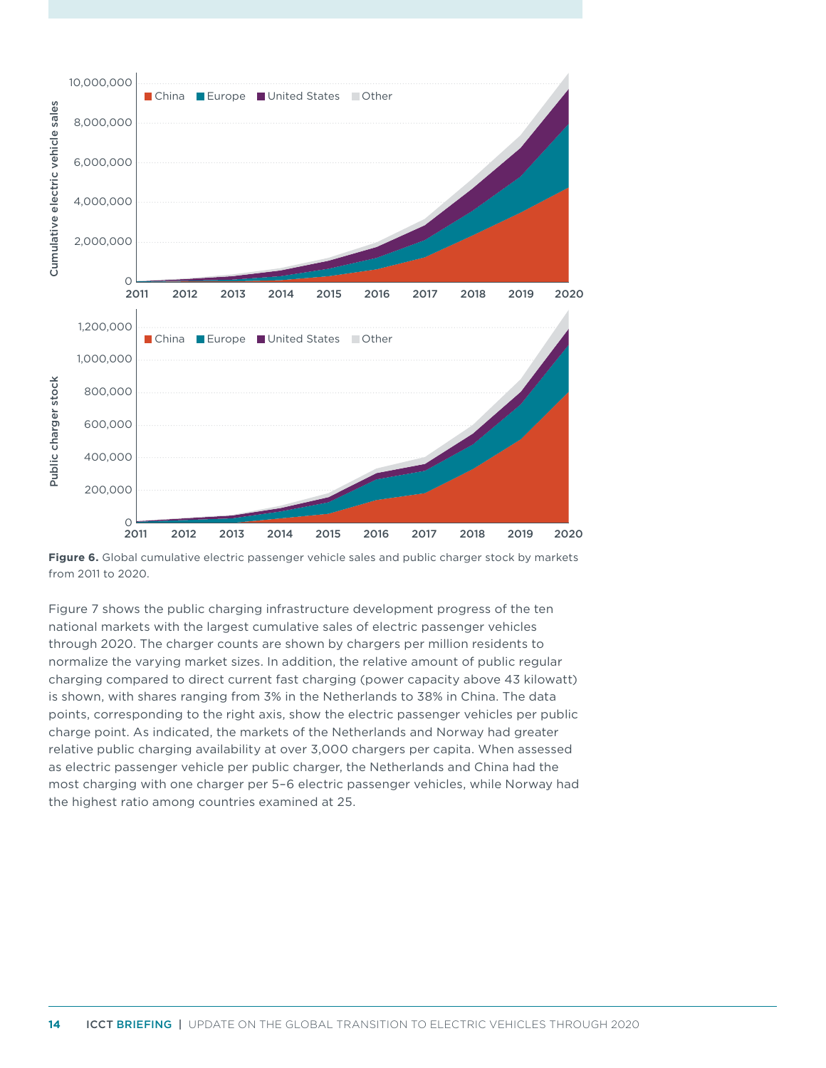**Figure 6.** Global cumulative electric passenger vehicle sales and public charger stock by markets from 2011 to 2020.

Figure 7 shows the public charging infrastructure development progress of the ten national markets with the largest cumulative sales of electric passenger vehicles through 2020. The charger counts are shown by chargers per million residents to normalize the varying market sizes. In addition, the relative amount of public regular charging compared to direct current fast charging (power capacity above 43 kilowatt) is shown, with shares ranging from 3% in the Netherlands to 38% in China. The data points, corresponding to the right axis, show the electric passenger vehicles per public charge point. As indicated, the markets of the Netherlands and Norway had greater relative public charging availability at over 3,000 chargers per capita. When assessed as electric passenger vehicle per public charger, the Netherlands and China had the most charging with one charger per 5–6 electric passenger vehicles, while Norway had the highest ratio among countries examined at 25.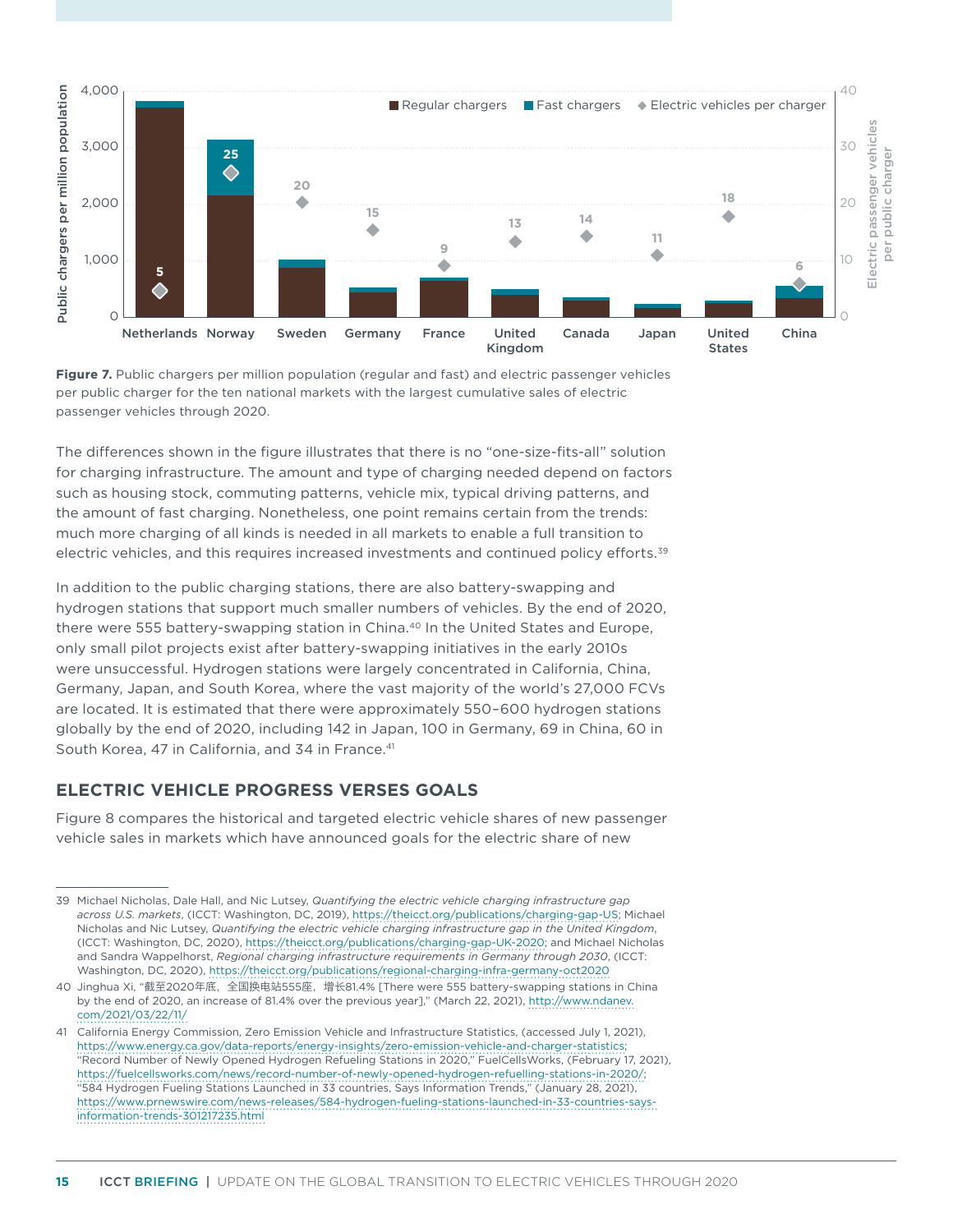**Figure 7.** Public chargers per million population (regular and fast) and electric passenger vehicles per public charger for the ten national markets with the largest cumulative sales of electric passenger vehicles through 2020.

The differences shown in the figure illustrates that there is no "one-size-fits-all" solution for charging infrastructure. The amount and type of charging needed depend on factors such as housing stock, commuting patterns, vehicle mix, typical driving patterns, and the amount of fast charging. Nonetheless, one point remains certain from the trends: much more charging of all kinds is needed in all markets to enable a full transition to electric vehicles, and this requires increased investments and continued policy efforts.[39]

In addition to the public charging stations, there are also battery-swapping and hydrogen stations that support much smaller numbers of vehicles. By the end of 2020, there were 555 battery-swapping station in China.[40] In the United States and Europe, only small pilot projects exist after battery-swapping initiatives in the early 2010s were unsuccessful. Hydrogen stations were largely concentrated in California, China, Germany, Japan, and South Korea, where the vast majority of the world's 27,000 FCVs are located. It is estimated that there were approximately 550–600 hydrogen stations globally by the end of 2020, including 142 in Japan, 100 in Germany, 69 in China, 60 in South Korea, 47 in California, and 34 in France.[41]

## ELECTRIC VEHICLE PROGRESS VERSES GOALS

Figure 8 compares the historical and targeted electric vehicle shares of new passenger vehicle sales in markets which have announced goals for the electric share of new

---

39 Michael Nicholas, Dale Hall, and Nic Lutsey, *Quantifying the electric vehicle charging infrastructure gap across U.S. markets*, (ICCT: Washington, DC, 2019), https://theicct.org/publications/charging-gap-US; Michael Nicholas and Nic Lutsey, *Quantifying the electric vehicle charging infrastructure gap in the United Kingdom*, (ICCT: Washington, DC, 2020), https://theicct.org/publications/charging-gap-UK-2020; and Michael Nicholas and Sandra Wappelhorst, *Regional charging infrastructure requirements in Germany through 2030*, (ICCT: Washington, DC, 2020), https://theicct.org/publications/regional-charging-infra-germany-oct2020

40 Jinghua Xi, "截至2020年底，全国换电站555座，增长81.4% [There were 555 battery-swapping stations in China by the end of 2020, an increase of 81.4% over the previous year]," (March 22, 2021), http://www.ndanev.com/2021/03/22/11/

41 California Energy Commission, Zero Emission Vehicle and Infrastructure Statistics, (accessed July 1, 2021), https://www.energy.ca.gov/data-reports/energy-insights/zero-emission-vehicle-and-charger-statistics; "Record Number of Newly Opened Hydrogen Refueling Stations in 2020," FuelCellsWorks, (February 17, 2021), https://fuelcellsworks.com/news/record-number-of-newly-opened-hydrogen-refuelling-stations-in-2020/; "584 Hydrogen Fueling Stations Launched in 33 countries, Says Information Trends," (January 28, 2021), https://www.prnewswire.com/news-releases/584-hydrogen-fueling-stations-launched-in-33-countries-says-information-trends-301217235.html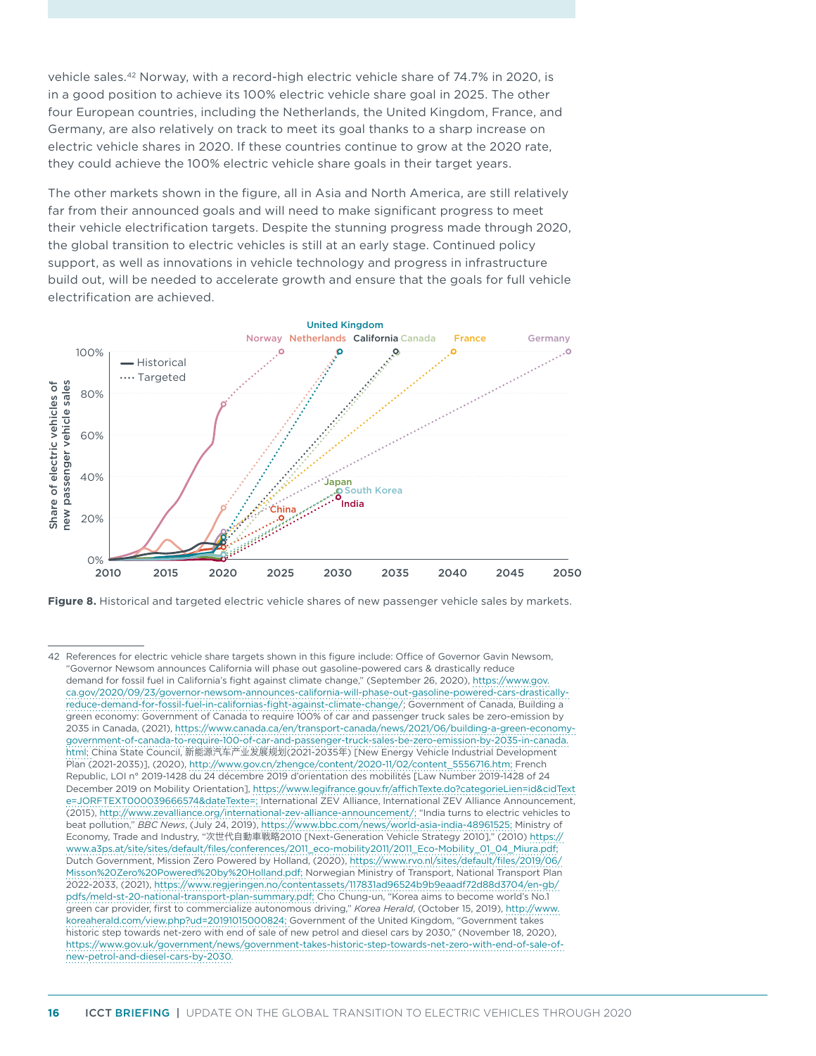vehicle sales.[42] Norway, with a record-high electric vehicle share of 74.7% in 2020, is in a good position to achieve its 100% electric vehicle share goal in 2025. The other four European countries, including the Netherlands, the United Kingdom, France, and Germany, are also relatively on track to meet its goal thanks to a sharp increase on electric vehicle shares in 2020. If these countries continue to grow at the 2020 rate, they could achieve the 100% electric vehicle share goals in their target years.

The other markets shown in the figure, all in Asia and North America, are still relatively far from their announced goals and will need to make significant progress to meet their vehicle electrification targets. Despite the stunning progress made through 2020, the global transition to electric vehicles is still at an early stage. Continued policy support, as well as innovations in vehicle technology and progress in infrastructure build out, will be needed to accelerate growth and ensure that the goals for full vehicle electrification are achieved.

**Figure 8.** Historical and targeted electric vehicle shares of new passenger vehicle sales by markets.

---

42 References for electric vehicle share targets shown in this figure include: Office of Governor Gavin Newsom, "Governor Newsom announces California will phase out gasoline-powered cars & drastically reduce demand for fossil fuel in California's fight against climate change," (September 26, 2020), https://www.gov.ca.gov/2020/09/23/governor-newsom-announces-california-will-phase-out-gasoline-powered-cars-drastically-reduce-demand-for-fossil-fuel-in-californias-fight-against-climate-change/; Government of Canada, Building a green economy: Government of Canada to require 100% of car and passenger truck sales be zero-emission by 2035 in Canada, (2021), https://www.canada.ca/en/transport-canada/news/2021/06/building-a-green-economy-government-of-canada-to-require-100-of-car-and-passenger-truck-sales-be-zero-emission-by-2035-in-canada.html; China State Council, 新能源汽车产业发展规划(2021-2035年) [New Energy Vehicle Industrial Development Plan (2021-2035)], (2020), http://www.gov.cn/zhengce/content/2020-11/02/content_5556716.htm; French Republic, LOI n° 2019-1428 du 24 décembre 2019 d'orientation des mobilités [Law Number 2019-1428 of 24 December 2019 on Mobility Orientation], https://www.legifrance.gouv.fr/affichTexte.do?categorieLien=id&cidTexte=JORFTEXT000039666574&dateTexte=; International ZEV Alliance, International ZEV Alliance Announcement, (2015), http://www.zevalliance.org/international-zev-alliance-announcement/; "India turns to electric vehicles to beat pollution," *BBC News*, (July 24, 2019), https://www.bbc.com/news/world-asia-india-48961525; Ministry of Economy, Trade and Industry, "次世代自動車戦略2010 [Next-Generation Vehicle Strategy 2010]," (2010) https://www.a3ps.at/site/sites/default/files/conferences/2011_eco-mobility2011/2011_Eco-Mobility_01_04_Miura.pdf; Dutch Government, Mission Zero Powered by Holland, (2020), https://www.rvo.nl/sites/default/files/2019/06/Misson%20Zero%20Powered%20by%20Holland.pdf; Norwegian Ministry of Transport, National Transport Plan 2022-2033, (2021), https://www.regjeringen.no/contentassets/117831ad96524b9b9eaadf72d88d3704/en-gb/pdfs/meld-st-20-national-transport-plan-summary.pdf; Cho Chung-un, "Korea aims to become world's No.1 green car provider, first to commercialize autonomous driving," *Korea Herald*, (October 15, 2019), http://www.koreaherald.com/view.php?ud=20191015000824; Government of the United Kingdom, "Government takes historic step towards net-zero with end of sale of new petrol and diesel cars by 2030," (November 18, 2020), https://www.gov.uk/government/news/government-takes-historic-step-towards-net-zero-with-end-of-sale-of-new-petrol-and-diesel-cars-by-2030.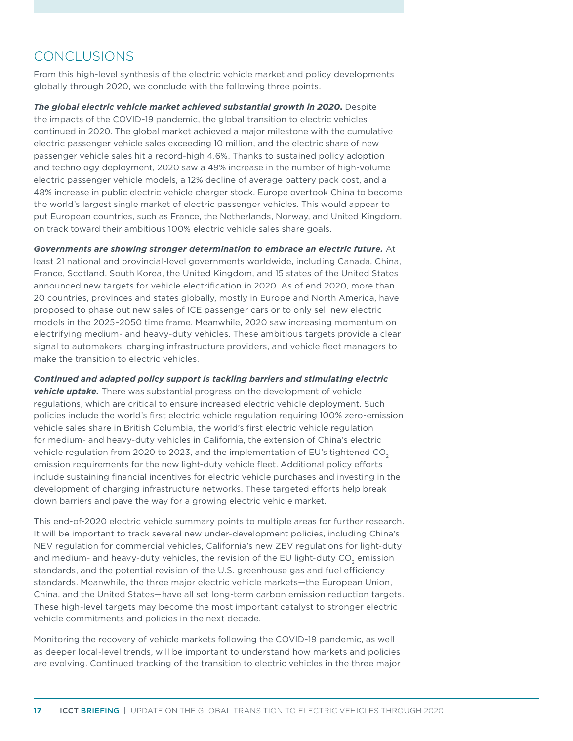## CONCLUSIONS

From this high-level synthesis of the electric vehicle market and policy developments globally through 2020, we conclude with the following three points.

***The global electric vehicle market achieved substantial growth in 2020.*** Despite the impacts of the COVID-19 pandemic, the global transition to electric vehicles continued in 2020. The global market achieved a major milestone with the cumulative electric passenger vehicle sales exceeding 10 million, and the electric share of new passenger vehicle sales hit a record-high 4.6%. Thanks to sustained policy adoption and technology deployment, 2020 saw a 49% increase in the number of high-volume electric passenger vehicle models, a 12% decline of average battery pack cost, and a 48% increase in public electric vehicle charger stock. Europe overtook China to become the world's largest single market of electric passenger vehicles. This would appear to put European countries, such as France, the Netherlands, Norway, and United Kingdom, on track toward their ambitious 100% electric vehicle sales share goals.

***Governments are showing stronger determination to embrace an electric future.*** At least 21 national and provincial-level governments worldwide, including Canada, China, France, Scotland, South Korea, the United Kingdom, and 15 states of the United States announced new targets for vehicle electrification in 2020. As of end 2020, more than 20 countries, provinces and states globally, mostly in Europe and North America, have proposed to phase out new sales of ICE passenger cars or to only sell new electric models in the 2025–2050 time frame. Meanwhile, 2020 saw increasing momentum on electrifying medium- and heavy-duty vehicles. These ambitious targets provide a clear signal to automakers, charging infrastructure providers, and vehicle fleet managers to make the transition to electric vehicles.

***Continued and adapted policy support is tackling barriers and stimulating electric vehicle uptake.*** There was substantial progress on the development of vehicle regulations, which are critical to ensure increased electric vehicle deployment. Such policies include the world's first electric vehicle regulation requiring 100% zero-emission vehicle sales share in British Columbia, the world's first electric vehicle regulation for medium- and heavy-duty vehicles in California, the extension of China's electric vehicle regulation from 2020 to 2023, and the implementation of EU's tightened $CO_2$ emission requirements for the new light-duty vehicle fleet. Additional policy efforts include sustaining financial incentives for electric vehicle purchases and investing in the development of charging infrastructure networks. These targeted efforts help break down barriers and pave the way for a growing electric vehicle market.

This end-of-2020 electric vehicle summary points to multiple areas for further research. It will be important to track several new under-development policies, including China's NEV regulation for commercial vehicles, California's new ZEV regulations for light-duty and medium- and heavy-duty vehicles, the revision of the EU light-duty $CO_2$ emission standards, and the potential revision of the U.S. greenhouse gas and fuel efficiency standards. Meanwhile, the three major electric vehicle markets—the European Union, China, and the United States—have all set long-term carbon emission reduction targets. These high-level targets may become the most important catalyst to stronger electric vehicle commitments and policies in the next decade.

Monitoring the recovery of vehicle markets following the COVID-19 pandemic, as well as deeper local-level trends, will be important to understand how markets and policies are evolving. Continued tracking of the transition to electric vehicles in the three major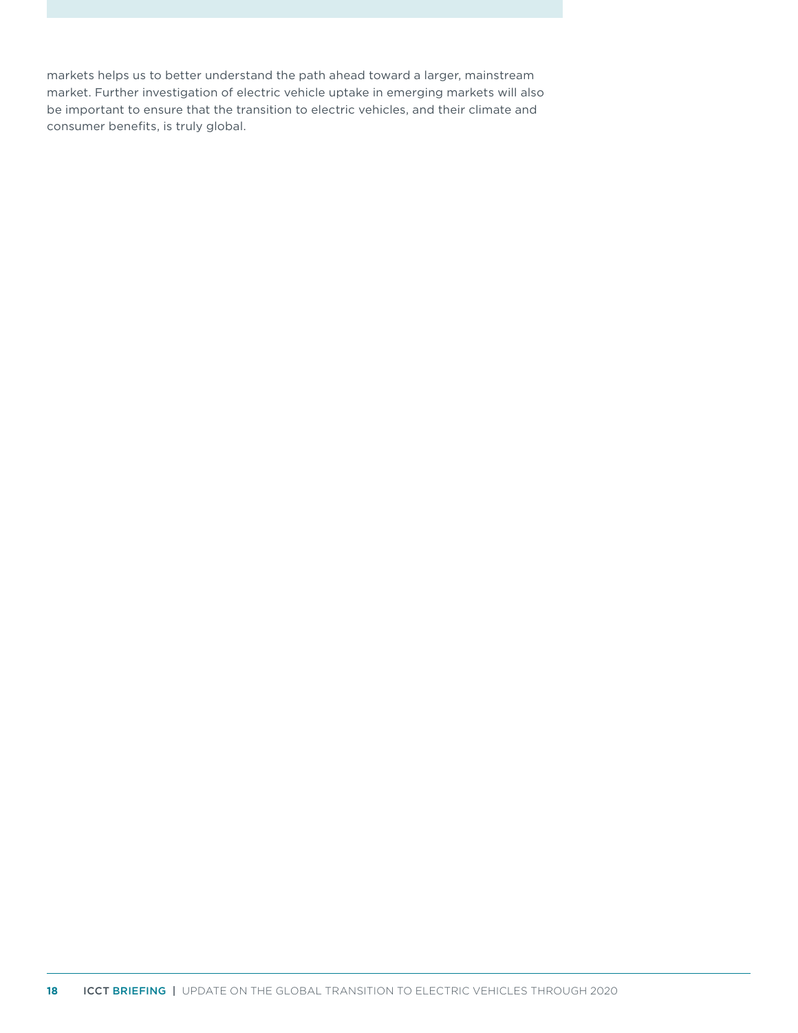markets helps us to better understand the path ahead toward a larger, mainstream market. Further investigation of electric vehicle uptake in emerging markets will also be important to ensure that the transition to electric vehicles, and their climate and consumer benefits, is truly global.